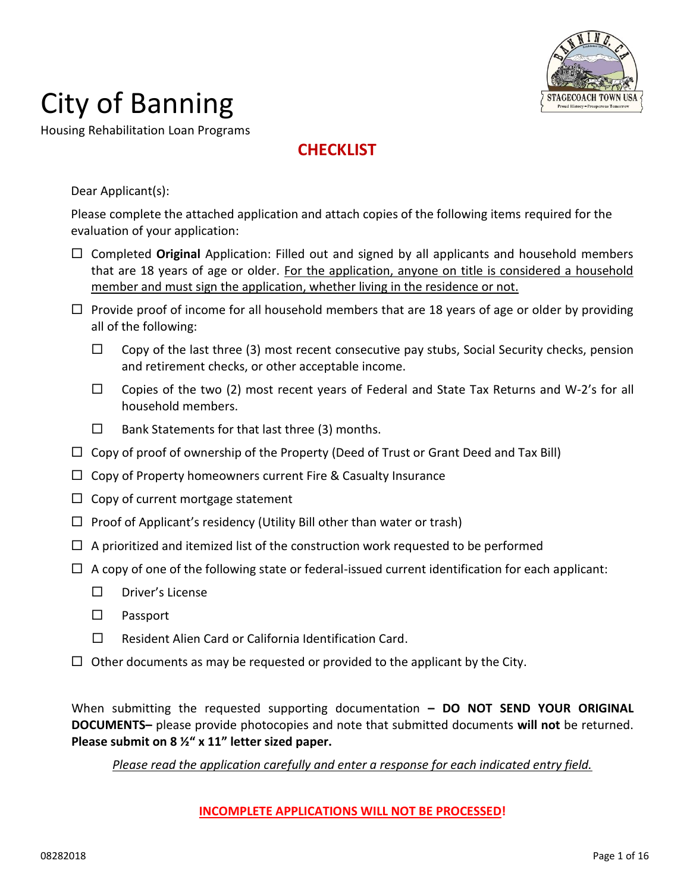# City of Banning

Housing Rehabilitation Loan Programs

## CHECKLIST

Dear Applicant(s):

Please complete the attached application and attach copies of the following items required for the evaluation of your application:

- ☐ Completed **Original** Application: Filled out and signed by all applicants and household members that are 18 years of age or older. <u>For the application, anyone on title is considered a household member and must sign the application, whether living in the residence or not.</u>
- ☐ Provide proof of income for all household members that are 18 years of age or older by providing all of the following:
  - ☐ Copy of the last three (3) most recent consecutive pay stubs, Social Security checks, pension and retirement checks, or other acceptable income.
  - ☐ Copies of the two (2) most recent years of Federal and State Tax Returns and W-2's for all household members.
  - ☐ Bank Statements for that last three (3) months.
- ☐ Copy of proof of ownership of the Property (Deed of Trust or Grant Deed and Tax Bill)
- ☐ Copy of Property homeowners current Fire & Casualty Insurance
- ☐ Copy of current mortgage statement
- ☐ Proof of Applicant's residency (Utility Bill other than water or trash)
- ☐ A prioritized and itemized list of the construction work requested to be performed
- ☐ A copy of one of the following state or federal-issued current identification for each applicant:
  - ☐ Driver's License
  - ☐ Passport
  - ☐ Resident Alien Card or California Identification Card.
- ☐ Other documents as may be requested or provided to the applicant by the City.

When submitting the requested supporting documentation **– DO NOT SEND YOUR ORIGINAL DOCUMENTS–** please provide photocopies and note that submitted documents **will not** be returned. **Please submit on 8 ½" x 11" letter sized paper.**

*<u>Please read the application carefully and enter a response for each indicated entry field.</u>*

**<u>INCOMPLETE APPLICATIONS WILL NOT BE PROCESSED</u>!**

08282018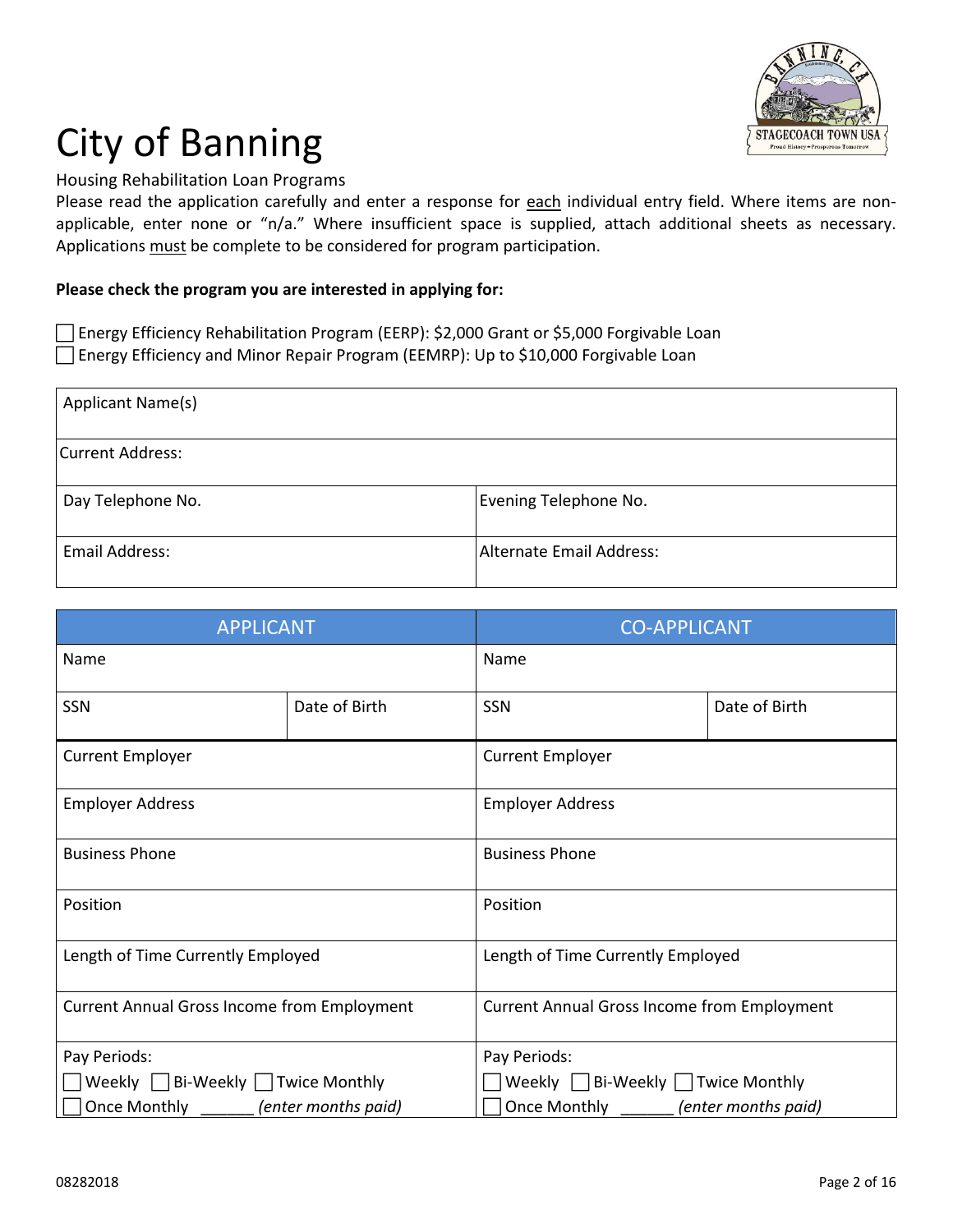# City of Banning

Housing Rehabilitation Loan Programs

Please read the application carefully and enter a response for each individual entry field. Where items are non-applicable, enter none or "n/a." Where insufficient space is supplied, attach additional sheets as necessary. Applications must be complete to be considered for program participation.

**Please check the program you are interested in applying for:**

☐ Energy Efficiency Rehabilitation Program (EERP): $2,000 Grant or $5,000 Forgivable Loan
☐ Energy Efficiency and Minor Repair Program (EEMRP): Up to $10,000 Forgivable Loan

| Applicant Name(s) | |
|---|---|
| Current Address: | |
| Day Telephone No. | Evening Telephone No. |
| Email Address: | Alternate Email Address: |

| APPLICANT | | CO-APPLICANT | |
|---|---|---|---|
| Name | | Name | |
| SSN | Date of Birth | SSN | Date of Birth |
| Current Employer | | Current Employer | |
| Employer Address | | Employer Address | |
| Business Phone | | Business Phone | |
| Position | | Position | |
| Length of Time Currently Employed | | Length of Time Currently Employed | |
| Current Annual Gross Income from Employment | | Current Annual Gross Income from Employment | |
| Pay Periods: ☐ Weekly ☐ Bi-Weekly ☐ Twice Monthly ☐ Once Monthly ______ *(enter months paid)* | | Pay Periods: ☐ Weekly ☐ Bi-Weekly ☐ Twice Monthly ☐ Once Monthly ______ *(enter months paid)* | |

08282018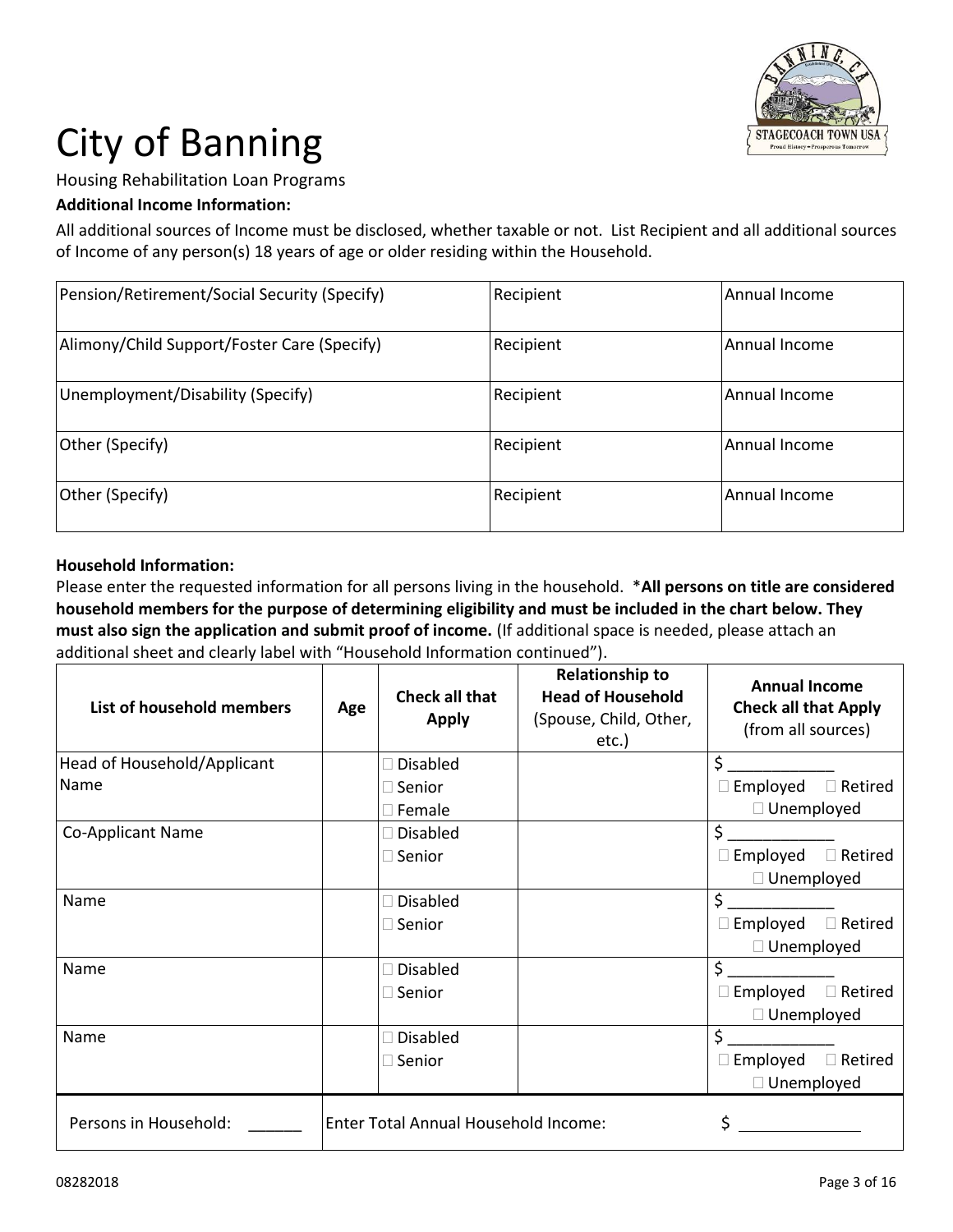# City of Banning

Housing Rehabilitation Loan Programs

**Additional Income Information:**

All additional sources of Income must be disclosed, whether taxable or not. List Recipient and all additional sources of Income of any person(s) 18 years of age or older residing within the Household.

| Pension/Retirement/Social Security (Specify) | Recipient | Annual Income |
|---|---|---|
| Alimony/Child Support/Foster Care (Specify) | Recipient | Annual Income |
| Unemployment/Disability (Specify) | Recipient | Annual Income |
| Other (Specify) | Recipient | Annual Income |
| Other (Specify) | Recipient | Annual Income |

**Household Information:**

Please enter the requested information for all persons living in the household. ***All persons on title are considered household members for the purpose of determining eligibility and must be included in the chart below. They must also sign the application and submit proof of income.** (If additional space is needed, please attach an additional sheet and clearly label with "Household Information continued").

| List of household members | Age | Check all that Apply | Relationship to Head of Household (Spouse, Child, Other, etc.) | Annual Income Check all that Apply (from all sources) |
|---|---|---|---|---|
| Head of Household/Applicant Name | | ☐ Disabled ☐ Senior ☐ Female | | $ ____________ ☐ Employed ☐ Retired ☐ Unemployed |
| Co-Applicant Name | | ☐ Disabled ☐ Senior | | $ ____________ ☐ Employed ☐ Retired ☐ Unemployed |
| Name | | ☐ Disabled ☐ Senior | | $ ____________ ☐ Employed ☐ Retired ☐ Unemployed |
| Name | | ☐ Disabled ☐ Senior | | $ ____________ ☐ Employed ☐ Retired ☐ Unemployed |
| Name | | ☐ Disabled ☐ Senior | | $ ____________ ☐ Employed ☐ Retired ☐ Unemployed |
| Persons in Household: ______ | Enter Total Annual Household Income: | | | $ ______________ |

08282018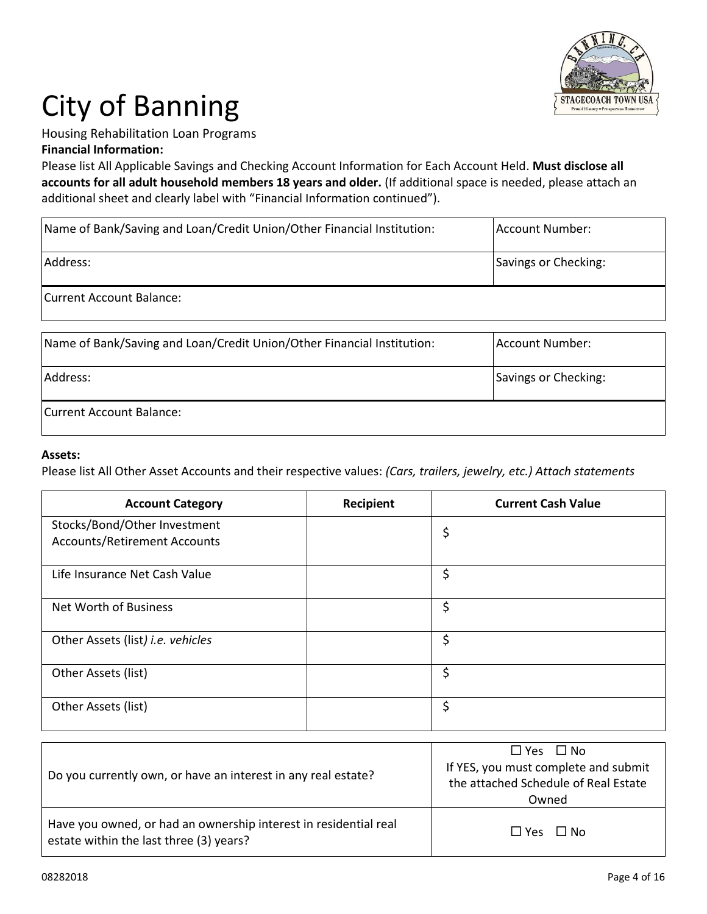# City of Banning

Housing Rehabilitation Loan Programs

**Financial Information:**

Please list All Applicable Savings and Checking Account Information for Each Account Held. **Must disclose all accounts for all adult household members 18 years and older.** (If additional space is needed, please attach an additional sheet and clearly label with "Financial Information continued").

| Name of Bank/Saving and Loan/Credit Union/Other Financial Institution: | Account Number: |
|---|---|
| Address: | Savings or Checking: |
| Current Account Balance: | |

| Name of Bank/Saving and Loan/Credit Union/Other Financial Institution: | Account Number: |
|---|---|
| Address: | Savings or Checking: |
| Current Account Balance: | |

**Assets:**

Please list All Other Asset Accounts and their respective values: *(Cars, trailers, jewelry, etc.) Attach statements*

| Account Category | Recipient | Current Cash Value |
|---|---|---|
| Stocks/Bond/Other Investment Accounts/Retirement Accounts | | $ |
| Life Insurance Net Cash Value | | $ |
| Net Worth of Business | | $ |
| Other Assets (list) *i.e. vehicles* | | $ |
| Other Assets (list) | | $ |
| Other Assets (list) | | $ |

| | |
|---|---|
| Do you currently own, or have an interest in any real estate? | ☐ Yes ☐ No<br>If YES, you must complete and submit the attached Schedule of Real Estate Owned |
| Have you owned, or had an ownership interest in residential real estate within the last three (3) years? | ☐ Yes ☐ No |

08282018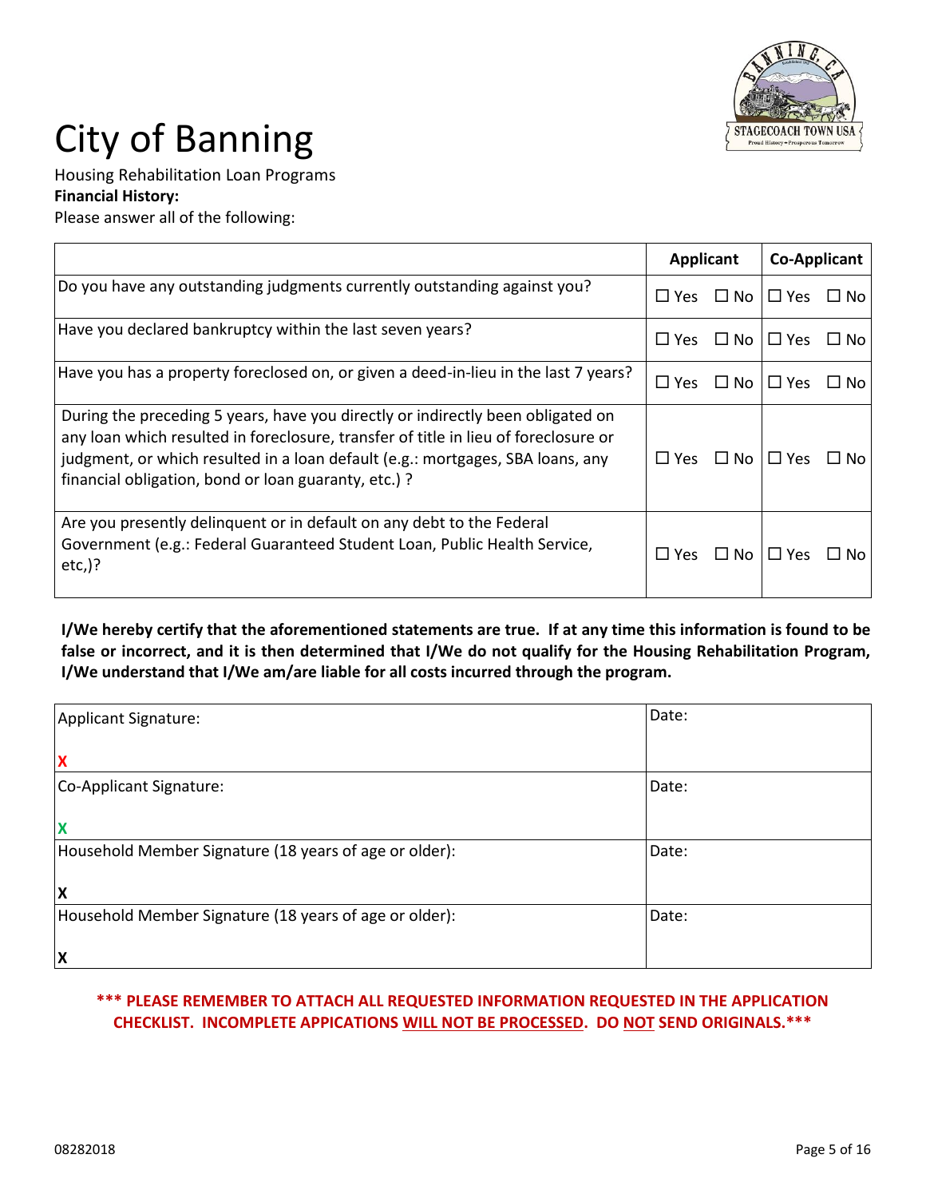# City of Banning

Housing Rehabilitation Loan Programs

**Financial History:**

Please answer all of the following:

| | Applicant | | Co-Applicant | |
|---|---|---|---|---|
| Do you have any outstanding judgments currently outstanding against you? | ☐ Yes | ☐ No | ☐ Yes | ☐ No |
| Have you declared bankruptcy within the last seven years? | ☐ Yes | ☐ No | ☐ Yes | ☐ No |
| Have you has a property foreclosed on, or given a deed-in-lieu in the last 7 years? | ☐ Yes | ☐ No | ☐ Yes | ☐ No |
| During the preceding 5 years, have you directly or indirectly been obligated on any loan which resulted in foreclosure, transfer of title in lieu of foreclosure or judgment, or which resulted in a loan default (e.g.: mortgages, SBA loans, any financial obligation, bond or loan guaranty, etc.) ? | ☐ Yes | ☐ No | ☐ Yes | ☐ No |
| Are you presently delinquent or in default on any debt to the Federal Government (e.g.: Federal Guaranteed Student Loan, Public Health Service, etc,)? | ☐ Yes | ☐ No | ☐ Yes | ☐ No |

**I/We hereby certify that the aforementioned statements are true. If at any time this information is found to be false or incorrect, and it is then determined that I/We do not qualify for the Housing Rehabilitation Program, I/We understand that I/We am/are liable for all costs incurred through the program.**

| Signature | Date |
|---|---|
| Applicant Signature:<br>**X** | Date: |
| Co-Applicant Signature:<br>**X** | Date: |
| Household Member Signature (18 years of age or older):<br>**X** | Date: |
| Household Member Signature (18 years of age or older):<br>**X** | Date: |

**\*\*\* PLEASE REMEMBER TO ATTACH ALL REQUESTED INFORMATION REQUESTED IN THE APPLICATION CHECKLIST. INCOMPLETE APPICATIONS <u>WILL NOT BE PROCESSED</u>. DO <u>NOT</u> SEND ORIGINALS.\*\*\***

08282018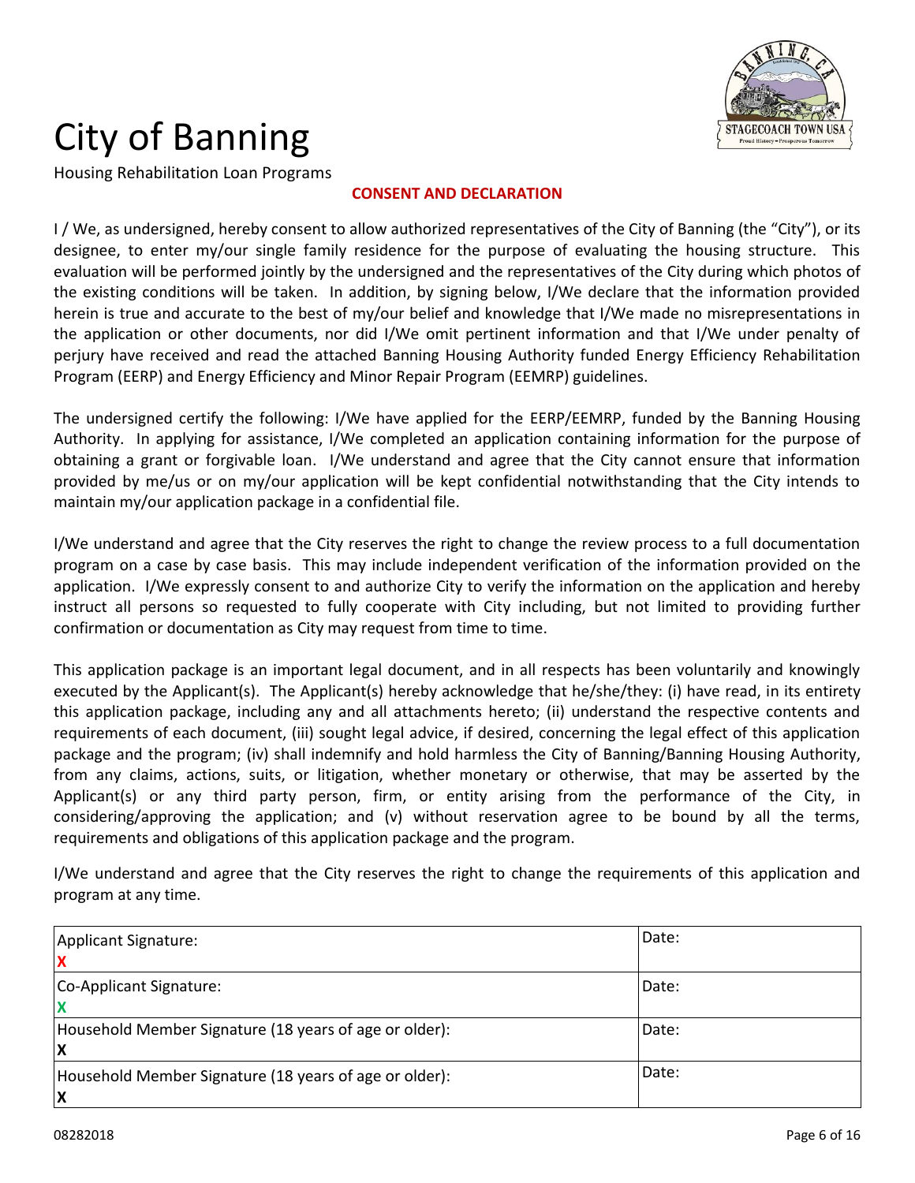# City of Banning

Housing Rehabilitation Loan Programs

**CONSENT AND DECLARATION**

I / We, as undersigned, hereby consent to allow authorized representatives of the City of Banning (the "City"), or its designee, to enter my/our single family residence for the purpose of evaluating the housing structure. This evaluation will be performed jointly by the undersigned and the representatives of the City during which photos of the existing conditions will be taken. In addition, by signing below, I/We declare that the information provided herein is true and accurate to the best of my/our belief and knowledge that I/We made no misrepresentations in the application or other documents, nor did I/We omit pertinent information and that I/We under penalty of perjury have received and read the attached Banning Housing Authority funded Energy Efficiency Rehabilitation Program (EERP) and Energy Efficiency and Minor Repair Program (EEMRP) guidelines.

The undersigned certify the following: I/We have applied for the EERP/EEMRP, funded by the Banning Housing Authority. In applying for assistance, I/We completed an application containing information for the purpose of obtaining a grant or forgivable loan. I/We understand and agree that the City cannot ensure that information provided by me/us or on my/our application will be kept confidential notwithstanding that the City intends to maintain my/our application package in a confidential file.

I/We understand and agree that the City reserves the right to change the review process to a full documentation program on a case by case basis. This may include independent verification of the information provided on the application. I/We expressly consent to and authorize City to verify the information on the application and hereby instruct all persons so requested to fully cooperate with City including, but not limited to providing further confirmation or documentation as City may request from time to time.

This application package is an important legal document, and in all respects has been voluntarily and knowingly executed by the Applicant(s). The Applicant(s) hereby acknowledge that he/she/they: (i) have read, in its entirety this application package, including any and all attachments hereto; (ii) understand the respective contents and requirements of each document, (iii) sought legal advice, if desired, concerning the legal effect of this application package and the program; (iv) shall indemnify and hold harmless the City of Banning/Banning Housing Authority, from any claims, actions, suits, or litigation, whether monetary or otherwise, that may be asserted by the Applicant(s) or any third party person, firm, or entity arising from the performance of the City, in considering/approving the application; and (v) without reservation agree to be bound by all the terms, requirements and obligations of this application package and the program.

I/We understand and agree that the City reserves the right to change the requirements of this application and program at any time.

| Signature | Date |
|---|---|
| Applicant Signature:<br>X | Date: |
| Co-Applicant Signature:<br>X | Date: |
| Household Member Signature (18 years of age or older):<br>X | Date: |
| Household Member Signature (18 years of age or older):<br>X | Date: |

08282018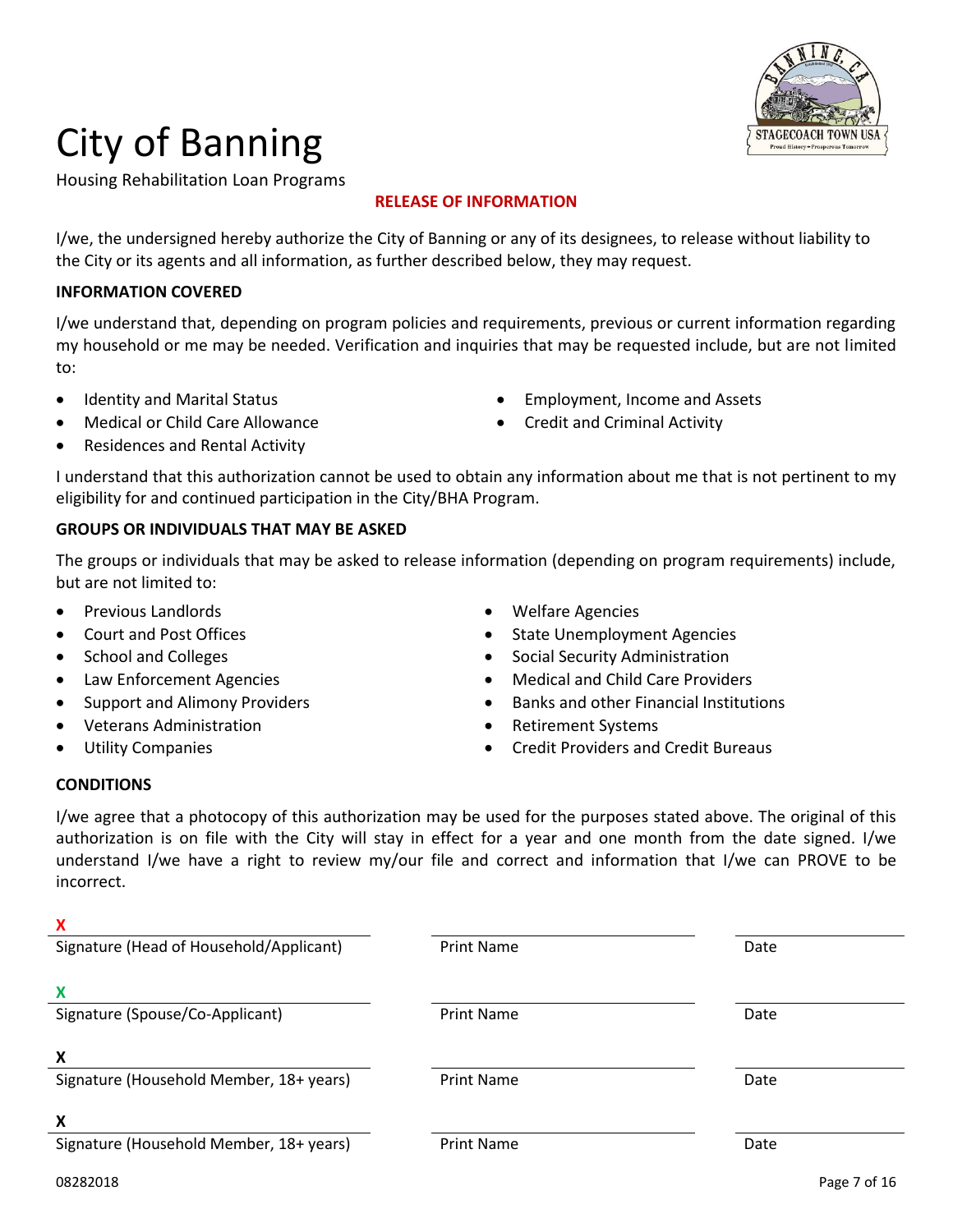# City of Banning

Housing Rehabilitation Loan Programs

## RELEASE OF INFORMATION

I/we, the undersigned hereby authorize the City of Banning or any of its designees, to release without liability to the City or its agents and all information, as further described below, they may request.

**INFORMATION COVERED**

I/we understand that, depending on program policies and requirements, previous or current information regarding my household or me may be needed. Verification and inquiries that may be requested include, but are not limited to:

- Identity and Marital Status
- Medical or Child Care Allowance
- Residences and Rental Activity
- Employment, Income and Assets
- Credit and Criminal Activity

I understand that this authorization cannot be used to obtain any information about me that is not pertinent to my eligibility for and continued participation in the City/BHA Program.

**GROUPS OR INDIVIDUALS THAT MAY BE ASKED**

The groups or individuals that may be asked to release information (depending on program requirements) include, but are not limited to:

- Previous Landlords
- Court and Post Offices
- School and Colleges
- Law Enforcement Agencies
- Support and Alimony Providers
- Veterans Administration
- Utility Companies
- Welfare Agencies
- State Unemployment Agencies
- Social Security Administration
- Medical and Child Care Providers
- Banks and other Financial Institutions
- Retirement Systems
- Credit Providers and Credit Bureaus

**CONDITIONS**

I/we agree that a photocopy of this authorization may be used for the purposes stated above. The original of this authorization is on file with the City will stay in effect for a year and one month from the date signed. I/we understand I/we have a right to review my/our file and correct and information that I/we can PROVE to be incorrect.

X ______________________________ Signature (Head of Household/Applicant) | ______________________ Print Name | ______________ Date

X ______________________________ Signature (Spouse/Co-Applicant) | ______________________ Print Name | ______________ Date

X ______________________________ Signature (Household Member, 18+ years) | ______________________ Print Name | ______________ Date

X ______________________________ Signature (Household Member, 18+ years) | ______________________ Print Name | ______________ Date

08282018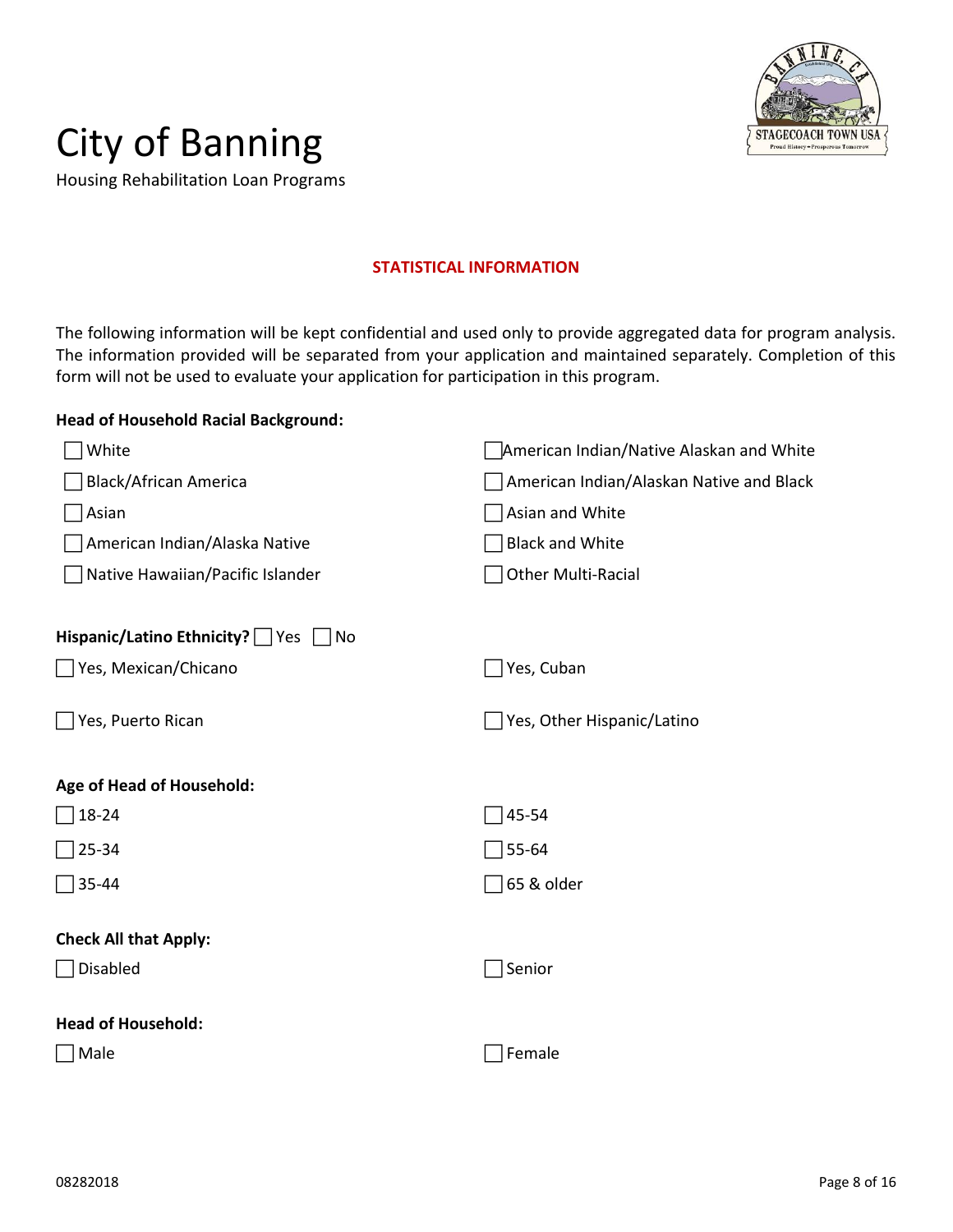# City of Banning

Housing Rehabilitation Loan Programs

## STATISTICAL INFORMATION

The following information will be kept confidential and used only to provide aggregated data for program analysis. The information provided will be separated from your application and maintained separately. Completion of this form will not be used to evaluate your application for participation in this program.

**Head of Household Racial Background:**

- ☐ White
- ☐ Black/African America
- ☐ Asian
- ☐ American Indian/Alaska Native
- ☐ Native Hawaiian/Pacific Islander
- ☐ American Indian/Native Alaskan and White
- ☐ American Indian/Alaskan Native and Black
- ☐ Asian and White
- ☐ Black and White
- ☐ Other Multi-Racial

**Hispanic/Latino Ethnicity?** ☐ Yes ☐ No

- ☐ Yes, Mexican/Chicano
- ☐ Yes, Puerto Rican
- ☐ Yes, Cuban
- ☐ Yes, Other Hispanic/Latino

**Age of Head of Household:**

- ☐ 18-24
- ☐ 25-34
- ☐ 35-44
- ☐ 45-54
- ☐ 55-64
- ☐ 65 & older

**Check All that Apply:**

- ☐ Disabled
- ☐ Senior

**Head of Household:**

- ☐ Male
- ☐ Female

08282018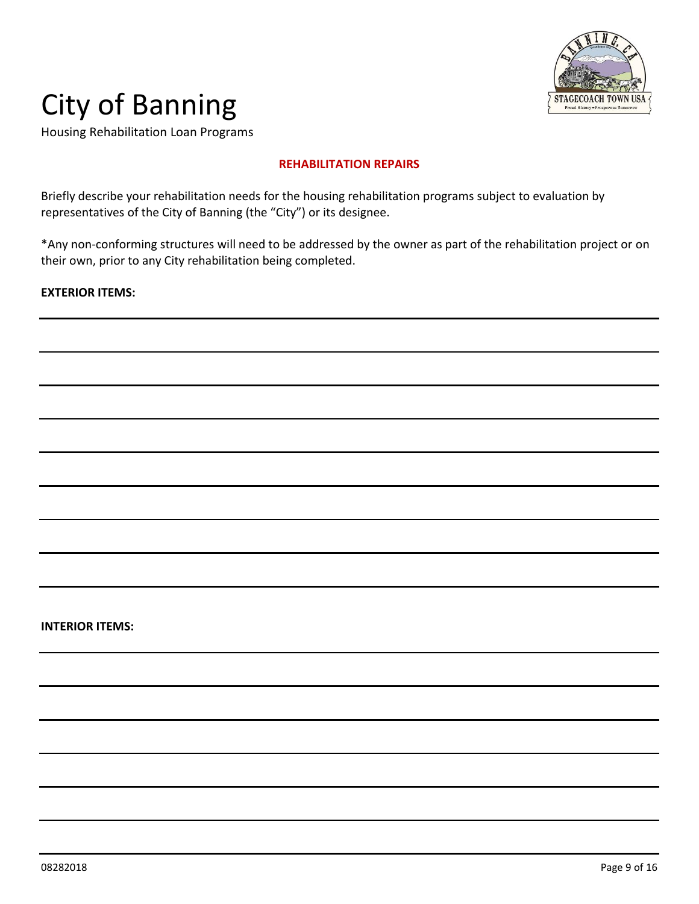# City of Banning

Housing Rehabilitation Loan Programs

## REHABILITATION REPAIRS

Briefly describe your rehabilitation needs for the housing rehabilitation programs subject to evaluation by representatives of the City of Banning (the "City") or its designee.

*Any non-conforming structures will need to be addressed by the owner as part of the rehabilitation project or on their own, prior to any City rehabilitation being completed.

**EXTERIOR ITEMS:**

______________________________________________________________________________

______________________________________________________________________________

______________________________________________________________________________

______________________________________________________________________________

______________________________________________________________________________

______________________________________________________________________________

______________________________________________________________________________

______________________________________________________________________________

______________________________________________________________________________

**INTERIOR ITEMS:**

______________________________________________________________________________

______________________________________________________________________________

______________________________________________________________________________

______________________________________________________________________________

______________________________________________________________________________

______________________________________________________________________________

______________________________________________________________________________

08282018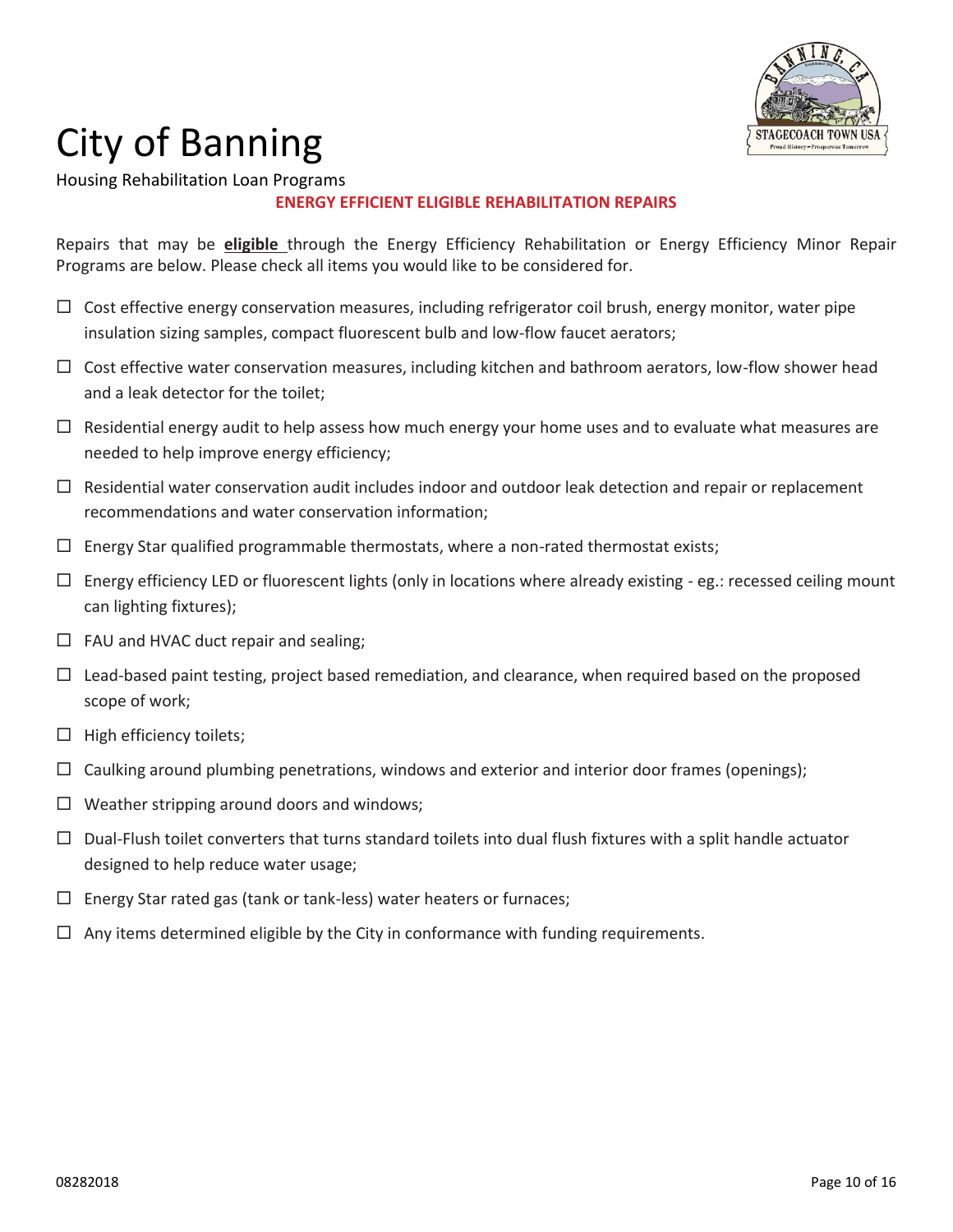# City of Banning

Housing Rehabilitation Loan Programs

**ENERGY EFFICIENT ELIGIBLE REHABILITATION REPAIRS**

Repairs that may be **eligible** through the Energy Efficiency Rehabilitation or Energy Efficiency Minor Repair Programs are below. Please check all items you would like to be considered for.

- ☐ Cost effective energy conservation measures, including refrigerator coil brush, energy monitor, water pipe insulation sizing samples, compact fluorescent bulb and low-flow faucet aerators;
- ☐ Cost effective water conservation measures, including kitchen and bathroom aerators, low-flow shower head and a leak detector for the toilet;
- ☐ Residential energy audit to help assess how much energy your home uses and to evaluate what measures are needed to help improve energy efficiency;
- ☐ Residential water conservation audit includes indoor and outdoor leak detection and repair or replacement recommendations and water conservation information;
- ☐ Energy Star qualified programmable thermostats, where a non-rated thermostat exists;
- ☐ Energy efficiency LED or fluorescent lights (only in locations where already existing - eg.: recessed ceiling mount can lighting fixtures);
- ☐ FAU and HVAC duct repair and sealing;
- ☐ Lead-based paint testing, project based remediation, and clearance, when required based on the proposed scope of work;
- ☐ High efficiency toilets;
- ☐ Caulking around plumbing penetrations, windows and exterior and interior door frames (openings);
- ☐ Weather stripping around doors and windows;
- ☐ Dual-Flush toilet converters that turns standard toilets into dual flush fixtures with a split handle actuator designed to help reduce water usage;
- ☐ Energy Star rated gas (tank or tank-less) water heaters or furnaces;
- ☐ Any items determined eligible by the City in conformance with funding requirements.

08282018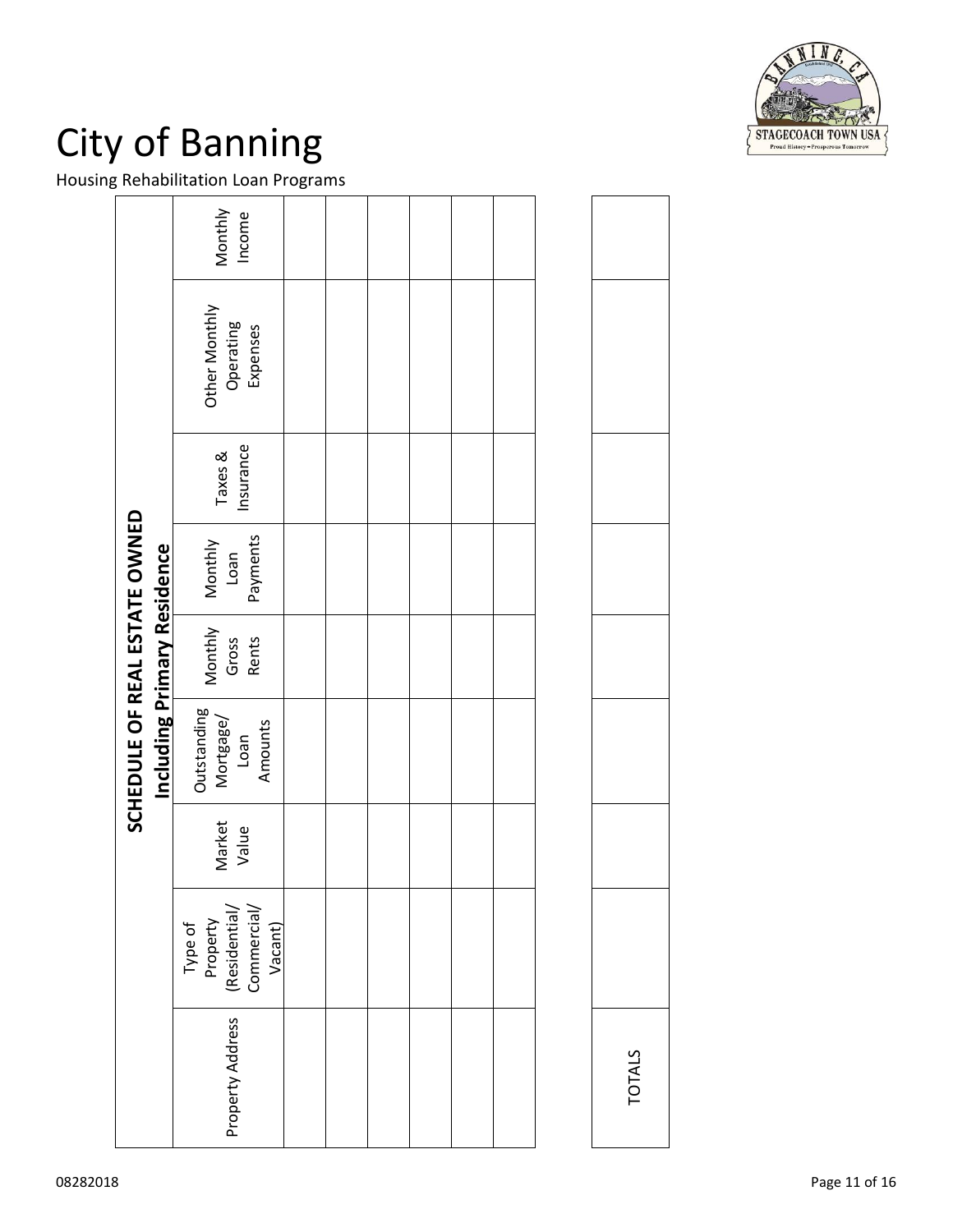# City of Banning

Housing Rehabilitation Loan Programs

## SCHEDULE OF REAL ESTATE OWNED

**Including Primary Residence**

| Property Address | Type of Property (Residential/ Commercial/ Vacant) | Market Value | Outstanding Mortgage/ Loan Amounts | Monthly Gross Rents | Monthly Loan Payments | Taxes & Insurance | Other Monthly Operating Expenses | Monthly Income |
|---|---|---|---|---|---|---|---|---|
| | | | | | | | | |
| | | | | | | | | |
| | | | | | | | | |
| | | | | | | | | |
| | | | | | | | | |
| | | | | | | | | |
| TOTALS | | | | | | | | |

08282018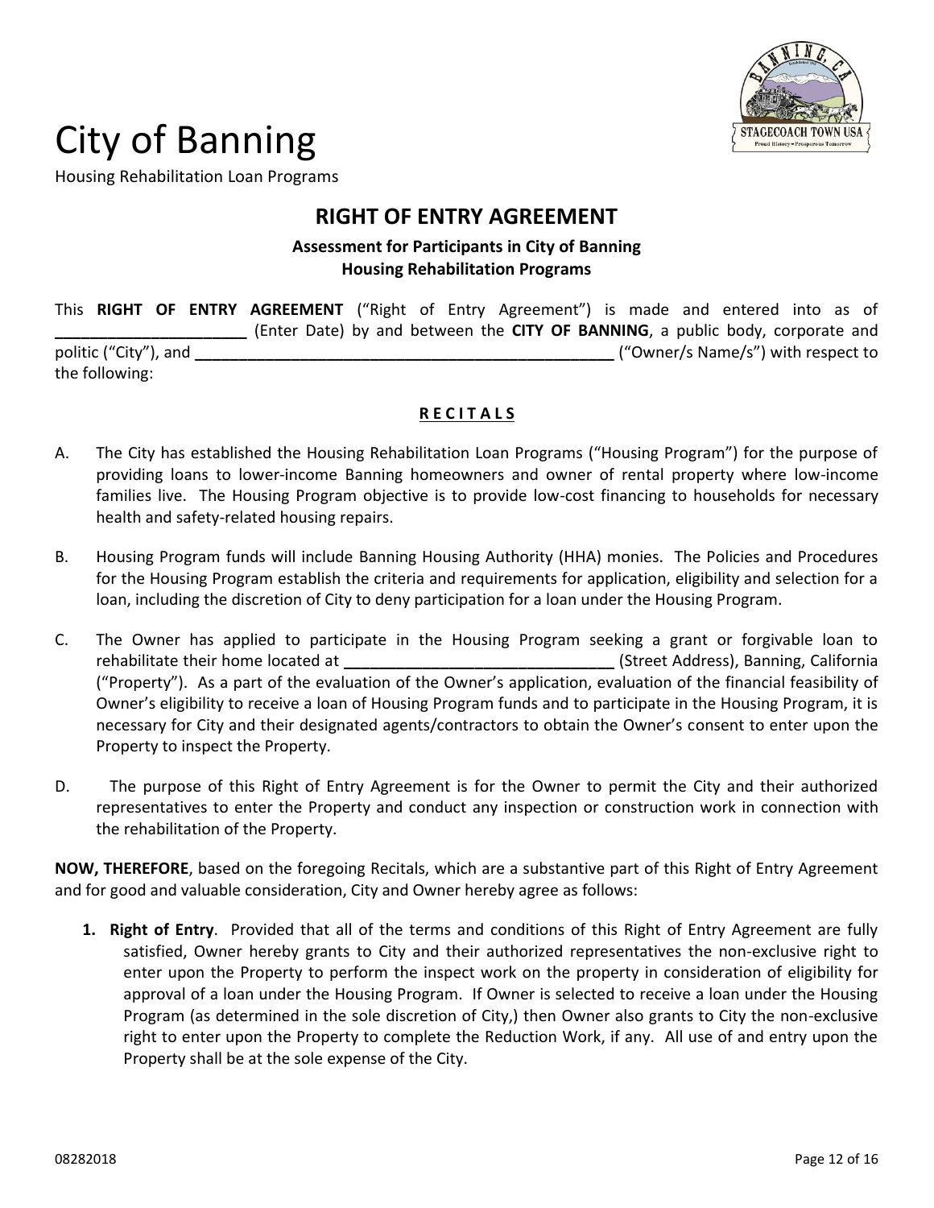// City of Banning

Housing Rehabilitation Loan Programs

## RIGHT OF ENTRY AGREEMENT

**Assessment for Participants in City of Banning**
**Housing Rehabilitation Programs**

This **RIGHT OF ENTRY AGREEMENT** ("Right of Entry Agreement") is made and entered into as of **______________________** (Enter Date) by and between the **CITY OF BANNING**, a public body, corporate and politic ("City"), and **__________________________________________________** ("Owner/s Name/s") with respect to the following:

**R E C I T A L S**

A. The City has established the Housing Rehabilitation Loan Programs ("Housing Program") for the purpose of providing loans to lower-income Banning homeowners and owner of rental property where low-income families live. The Housing Program objective is to provide low-cost financing to households for necessary health and safety-related housing repairs.

B. Housing Program funds will include Banning Housing Authority (HHA) monies. The Policies and Procedures for the Housing Program establish the criteria and requirements for application, eligibility and selection for a loan, including the discretion of City to deny participation for a loan under the Housing Program.

C. The Owner has applied to participate in the Housing Program seeking a grant or forgivable loan to rehabilitate their home located at **______________________________** (Street Address), Banning, California ("Property"). As a part of the evaluation of the Owner's application, evaluation of the financial feasibility of Owner's eligibility to receive a loan of Housing Program funds and to participate in the Housing Program, it is necessary for City and their designated agents/contractors to obtain the Owner's consent to enter upon the Property to inspect the Property.

D. The purpose of this Right of Entry Agreement is for the Owner to permit the City and their authorized representatives to enter the Property and conduct any inspection or construction work in connection with the rehabilitation of the Property.

**NOW, THEREFORE**, based on the foregoing Recitals, which are a substantive part of this Right of Entry Agreement and for good and valuable consideration, City and Owner hereby agree as follows:

1. **Right of Entry**. Provided that all of the terms and conditions of this Right of Entry Agreement are fully satisfied, Owner hereby grants to City and their authorized representatives the non-exclusive right to enter upon the Property to perform the inspect work on the property in consideration of eligibility for approval of a loan under the Housing Program. If Owner is selected to receive a loan under the Housing Program (as determined in the sole discretion of City,) then Owner also grants to City the non-exclusive right to enter upon the Property to complete the Reduction Work, if any. All use of and entry upon the Property shall be at the sole expense of the City.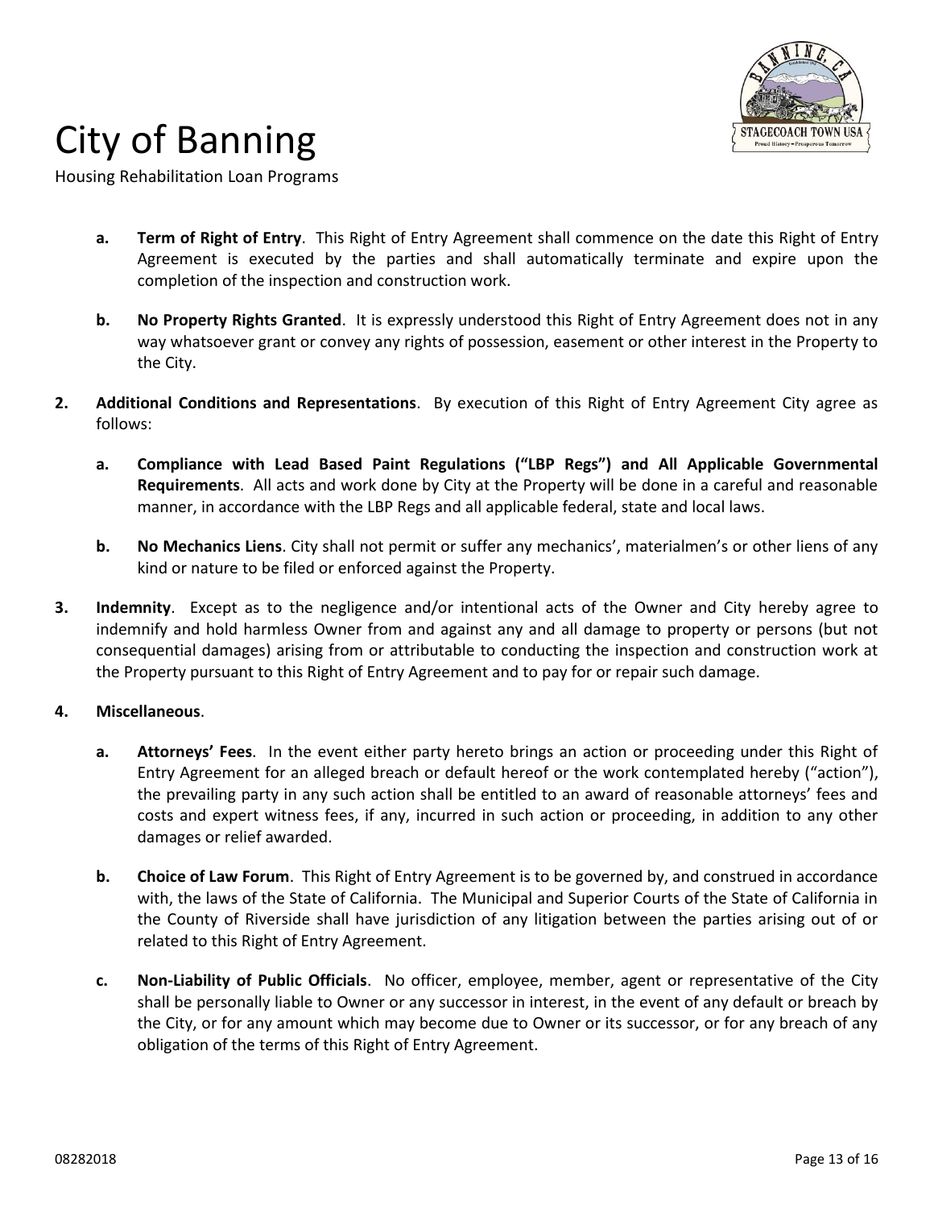- **a. Term of Right of Entry**. This Right of Entry Agreement shall commence on the date this Right of Entry Agreement is executed by the parties and shall automatically terminate and expire upon the completion of the inspection and construction work.

- **b. No Property Rights Granted**. It is expressly understood this Right of Entry Agreement does not in any way whatsoever grant or convey any rights of possession, easement or other interest in the Property to the City.

**2. Additional Conditions and Representations**. By execution of this Right of Entry Agreement City agree as follows:

- **a. Compliance with Lead Based Paint Regulations ("LBP Regs") and All Applicable Governmental Requirements**. All acts and work done by City at the Property will be done in a careful and reasonable manner, in accordance with the LBP Regs and all applicable federal, state and local laws.

- **b. No Mechanics Liens**. City shall not permit or suffer any mechanics', materialmen's or other liens of any kind or nature to be filed or enforced against the Property.

**3. Indemnity**. Except as to the negligence and/or intentional acts of the Owner and City hereby agree to indemnify and hold harmless Owner from and against any and all damage to property or persons (but not consequential damages) arising from or attributable to conducting the inspection and construction work at the Property pursuant to this Right of Entry Agreement and to pay for or repair such damage.

**4. Miscellaneous**.

- **a. Attorneys' Fees**. In the event either party hereto brings an action or proceeding under this Right of Entry Agreement for an alleged breach or default hereof or the work contemplated hereby ("action"), the prevailing party in any such action shall be entitled to an award of reasonable attorneys' fees and costs and expert witness fees, if any, incurred in such action or proceeding, in addition to any other damages or relief awarded.

- **b. Choice of Law Forum**. This Right of Entry Agreement is to be governed by, and construed in accordance with, the laws of the State of California. The Municipal and Superior Courts of the State of California in the County of Riverside shall have jurisdiction of any litigation between the parties arising out of or related to this Right of Entry Agreement.

- **c. Non-Liability of Public Officials**. No officer, employee, member, agent or representative of the City shall be personally liable to Owner or any successor in interest, in the event of any default or breach by the City, or for any amount which may become due to Owner or its successor, or for any breach of any obligation of the terms of this Right of Entry Agreement.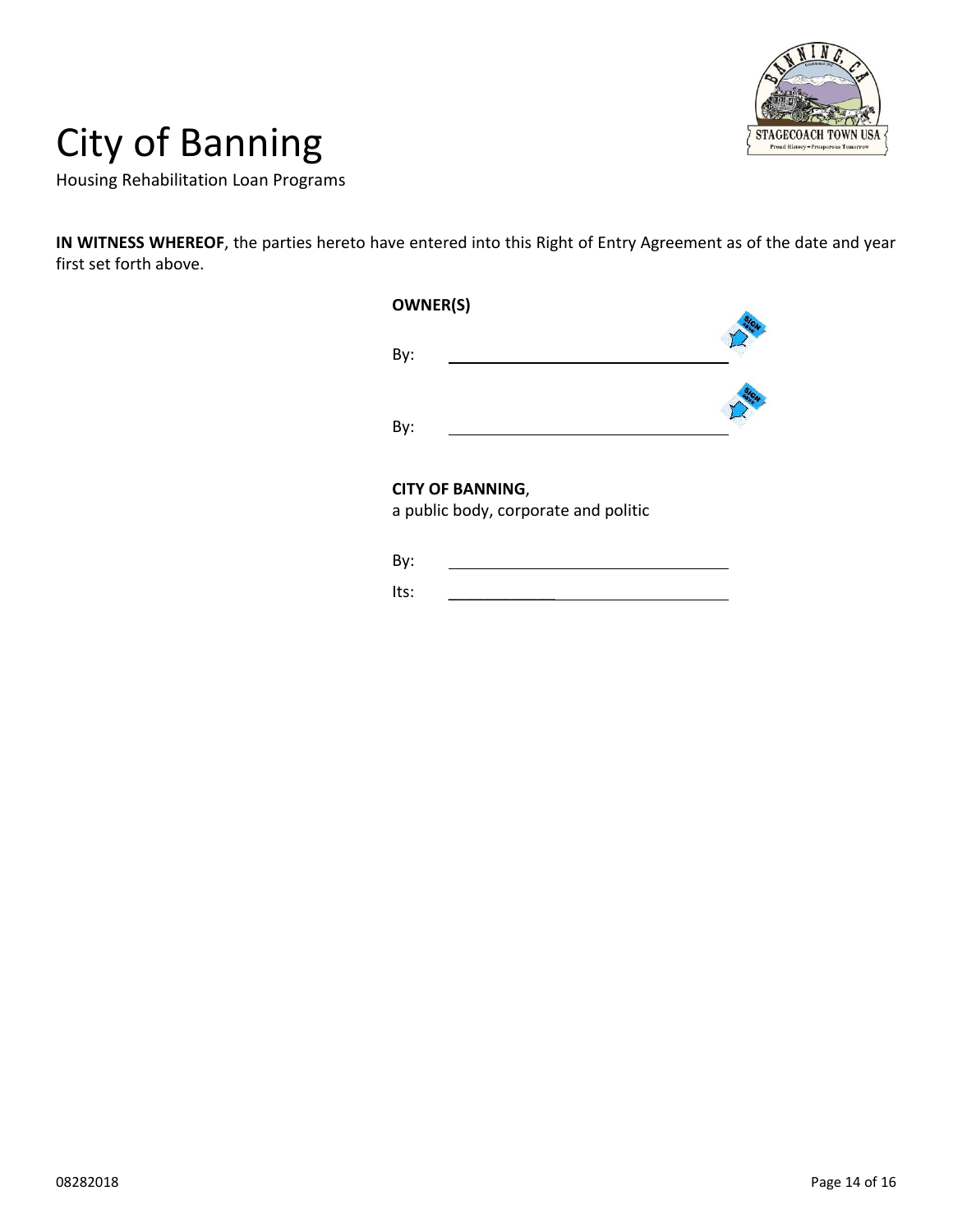**IN WITNESS WHEREOF**, the parties hereto have entered into this Right of Entry Agreement as of the date and year first set forth above.

**OWNER(S)**

By: ________________________________

By: ________________________________

**CITY OF BANNING**,
a public body, corporate and politic

By: ________________________________

Its: ________________________________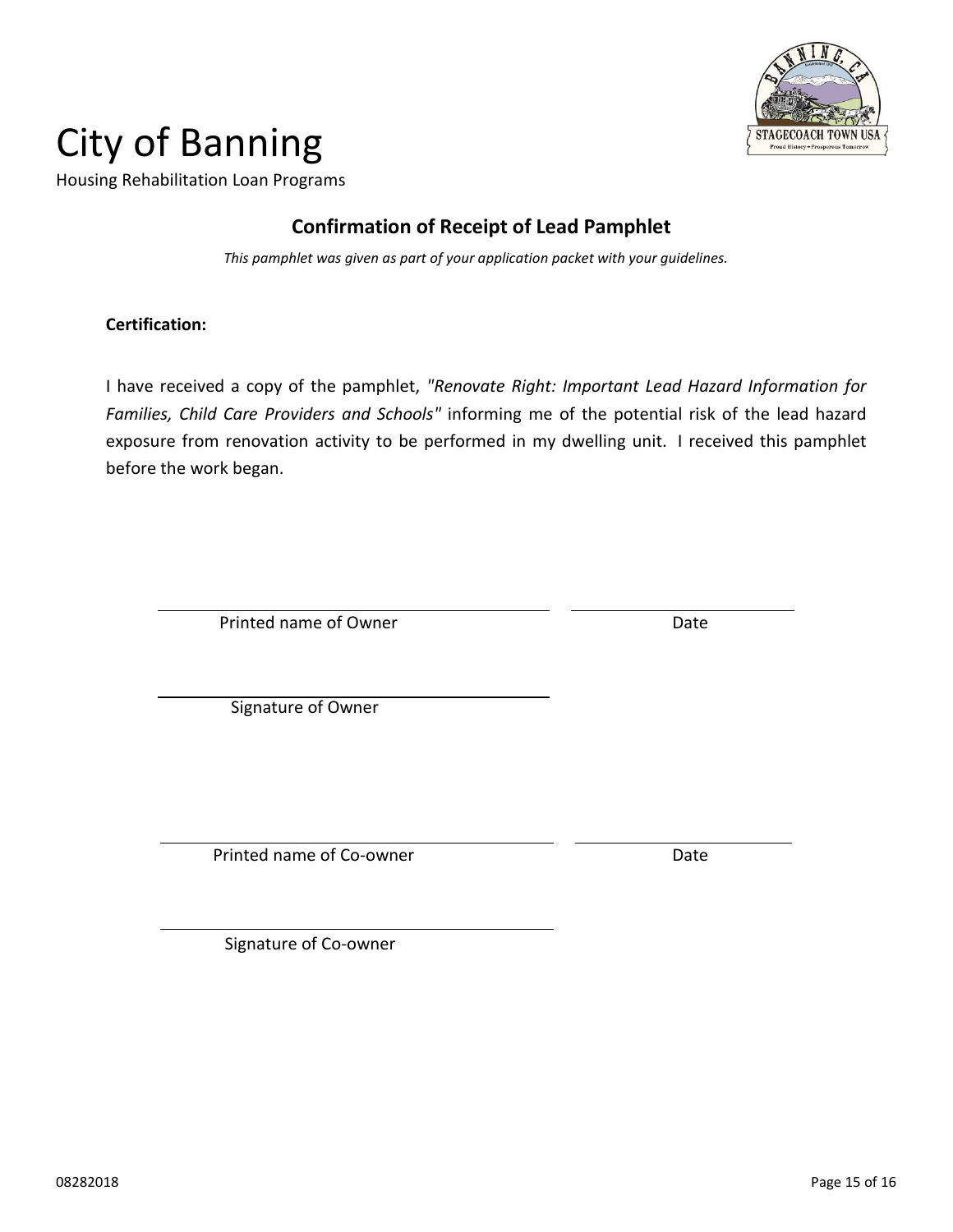# City of Banning

Housing Rehabilitation Loan Programs

## Confirmation of Receipt of Lead Pamphlet

*This pamphlet was given as part of your application packet with your guidelines.*

**Certification:**

I have received a copy of the pamphlet, *"Renovate Right: Important Lead Hazard Information for Families, Child Care Providers and Schools"* informing me of the potential risk of the lead hazard exposure from renovation activity to be performed in my dwelling unit. I received this pamphlet before the work began.

______________________________ ______________________

Printed name of Owner Date

______________________________

Signature of Owner

______________________________ ______________________

Printed name of Co-owner Date

______________________________

Signature of Co-owner

08282018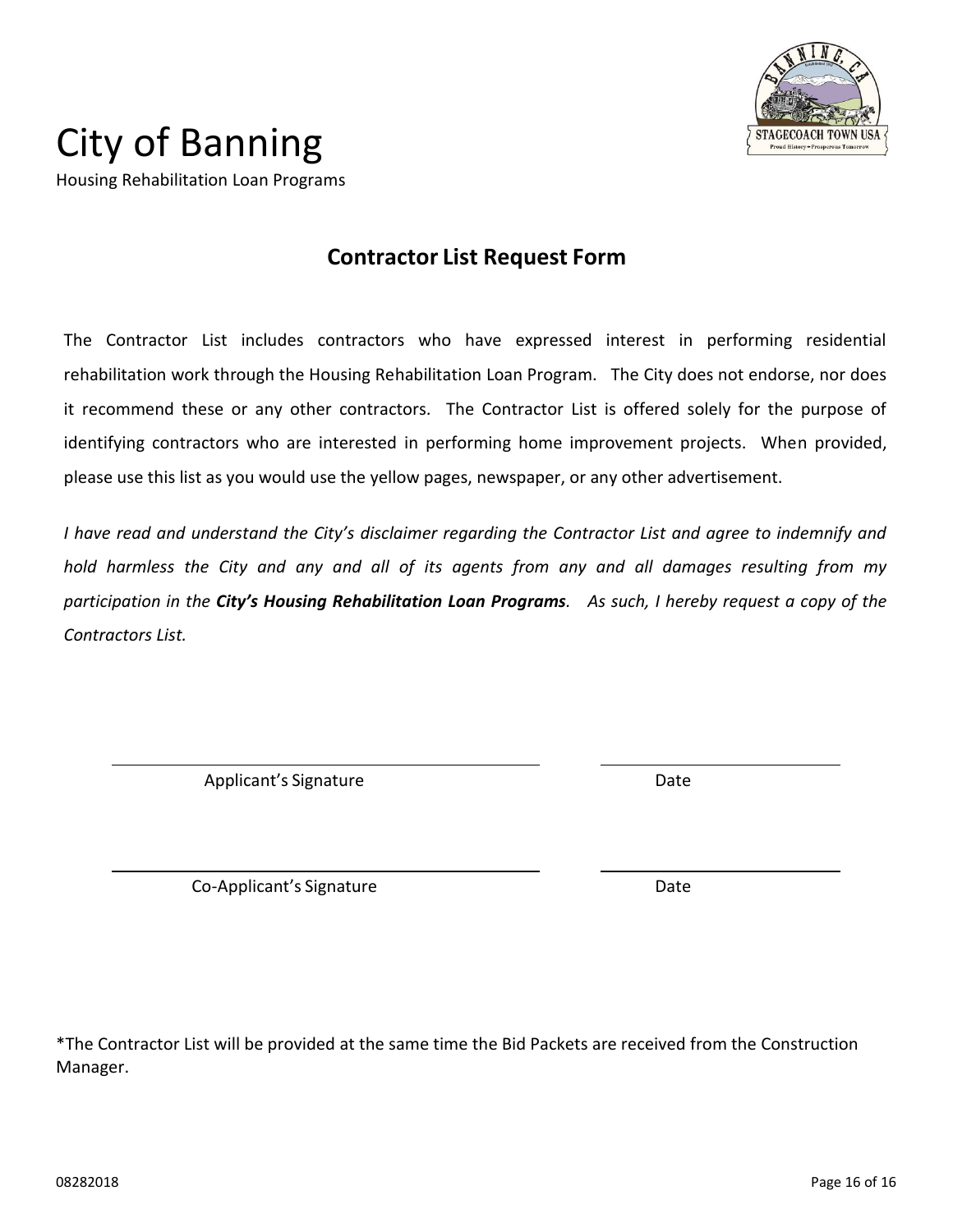# City of Banning

Housing Rehabilitation Loan Programs

## Contractor List Request Form

The Contractor List includes contractors who have expressed interest in performing residential rehabilitation work through the Housing Rehabilitation Loan Program. The City does not endorse, nor does it recommend these or any other contractors. The Contractor List is offered solely for the purpose of identifying contractors who are interested in performing home improvement projects. When provided, please use this list as you would use the yellow pages, newspaper, or any other advertisement.

*I have read and understand the City's disclaimer regarding the Contractor List and agree to indemnify and hold harmless the City and any and all of its agents from any and all damages resulting from my participation in the **City's Housing Rehabilitation Loan Programs**. As such, I hereby request a copy of the Contractors List.*

\_\_\_\_\_\_\_\_\_\_\_\_\_\_\_\_\_\_\_\_\_\_\_\_\_\_\_\_\_\_ \_\_\_\_\_\_\_\_\_\_\_\_\_\_\_\_

Applicant's Signature Date

\_\_\_\_\_\_\_\_\_\_\_\_\_\_\_\_\_\_\_\_\_\_\_\_\_\_\_\_\_\_ \_\_\_\_\_\_\_\_\_\_\_\_\_\_\_\_

Co-Applicant's Signature Date

*The Contractor List will be provided at the same time the Bid Packets are received from the Construction Manager.

08282018